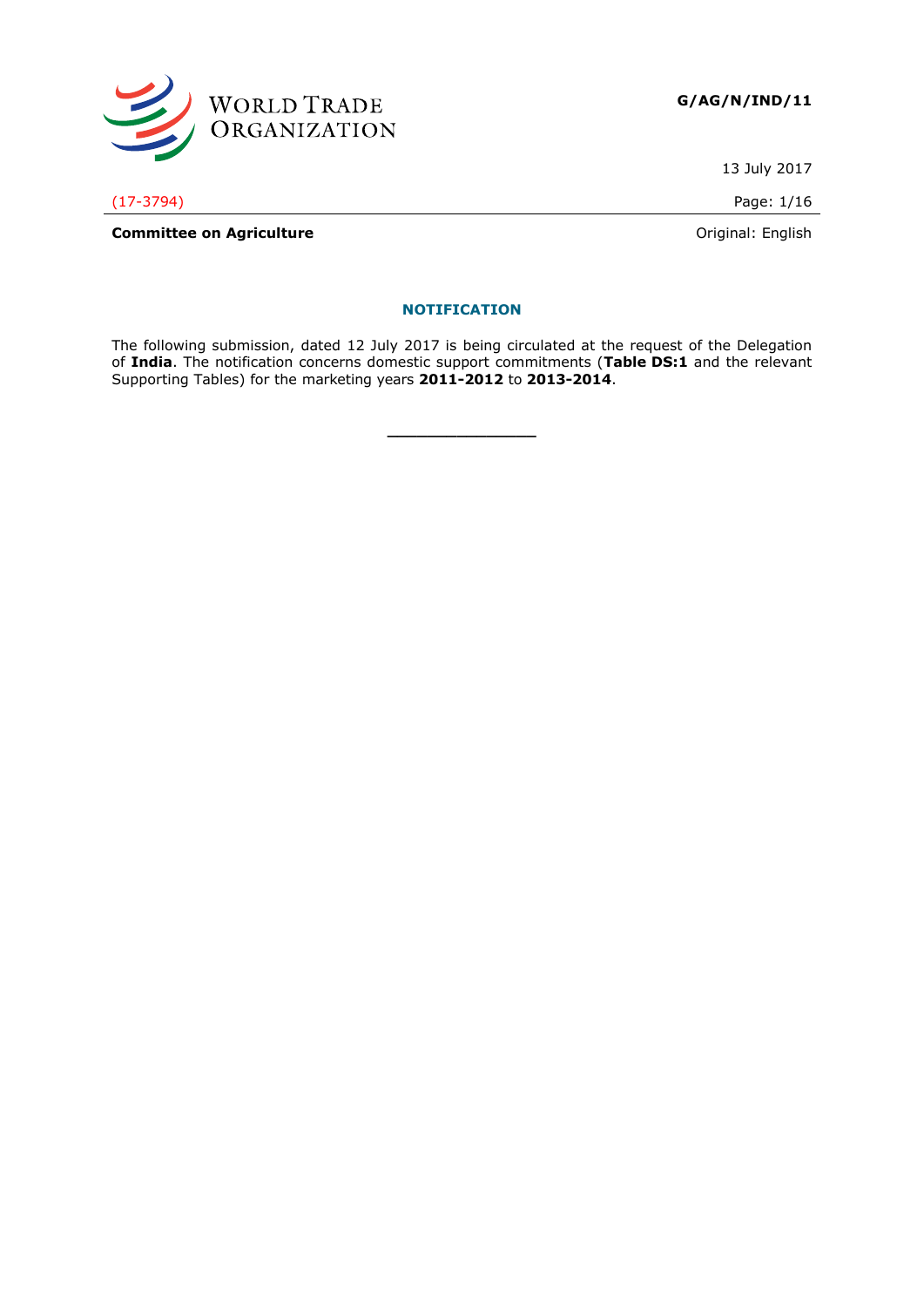WORLD TRADE ORGANIZATION

**G/AG/N/IND/11**

13 July 2017

(17-3794)

**Committee on Agriculture**

Original: English

## NOTIFICATION

The following submission, dated 12 July 2017 is being circulated at the request of the Delegation of **India**. The notification concerns domestic support commitments (**Table DS:1** and the relevant Supporting Tables) for the marketing years **2011-2012** to **2013-2014**.

\_\_\_\_\_\_\_\_\_\_\_\_\_\_\_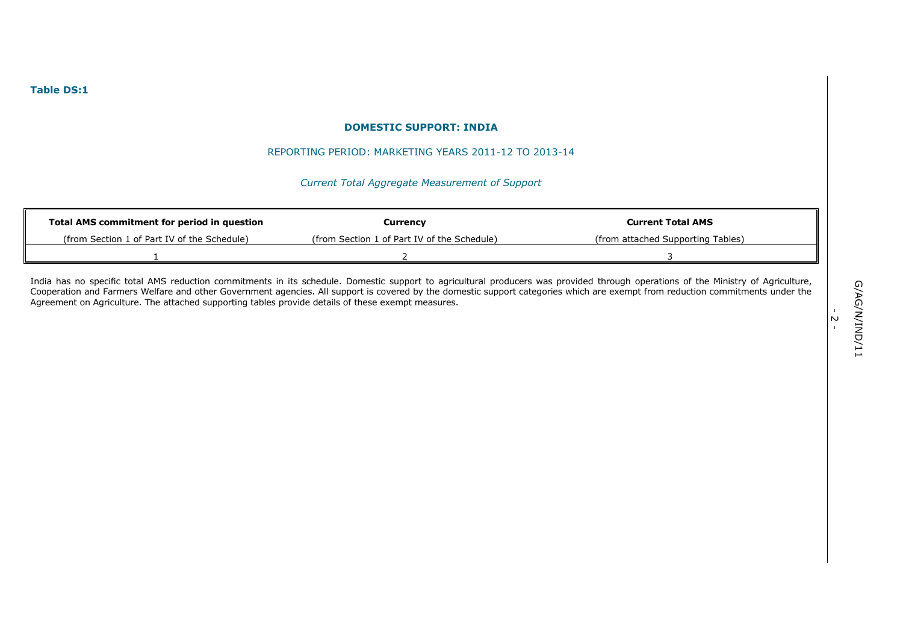**Table DS:1**

## DOMESTIC SUPPORT: INDIA

REPORTING PERIOD: MARKETING YEARS 2011-12 TO 2013-14

*Current Total Aggregate Measurement of Support*

| **Total AMS commitment for period in question**<br>(from Section 1 of Part IV of the Schedule) | **Currency**<br>(from Section 1 of Part IV of the Schedule) | **Current Total AMS**<br>(from attached Supporting Tables) |
|---|---|---|
| 1 | 2 | 3 |

India has no specific total AMS reduction commitments in its schedule. Domestic support to agricultural producers was provided through operations of the Ministry of Agriculture, Cooperation and Farmers Welfare and other Government agencies. All support is covered by the domestic support categories which are exempt from reduction commitments under the Agreement on Agriculture. The attached supporting tables provide details of these exempt measures.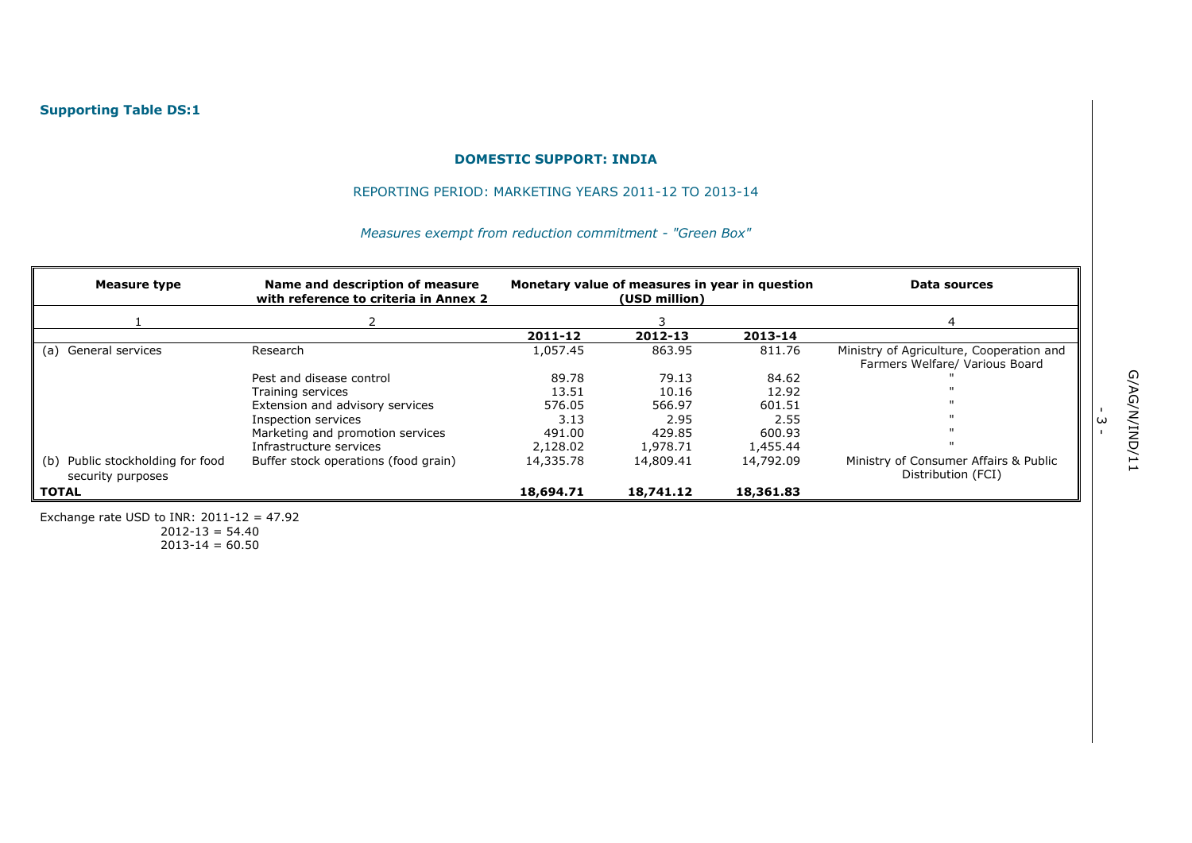**Supporting Table DS:1**

**DOMESTIC SUPPORT: INDIA**

REPORTING PERIOD: MARKETING YEARS 2011-12 TO 2013-14

*Measures exempt from reduction commitment - "Green Box"*

| Measure type | Name and description of measure with reference to criteria in Annex 2 | Monetary value of measures in year in question (USD million) | | | Data sources |
|---|---|---|---|---|---|
| 1 | 2 | 3 | | | 4 |
| | | **2011-12** | **2012-13** | **2013-14** | |
| (a) General services | Research | 1,057.45 | 863.95 | 811.76 | Ministry of Agriculture, Cooperation and Farmers Welfare/ Various Board |
| | Pest and disease control | 89.78 | 79.13 | 84.62 | " |
| | Training services | 13.51 | 10.16 | 12.92 | " |
| | Extension and advisory services | 576.05 | 566.97 | 601.51 | " |
| | Inspection services | 3.13 | 2.95 | 2.55 | " |
| | Marketing and promotion services | 491.00 | 429.85 | 600.93 | " |
| | Infrastructure services | 2,128.02 | 1,978.71 | 1,455.44 | " |
| (b) Public stockholding for food security purposes | Buffer stock operations (food grain) | 14,335.78 | 14,809.41 | 14,792.09 | Ministry of Consumer Affairs & Public Distribution (FCI) |
| **TOTAL** | | **18,694.71** | **18,741.12** | **18,361.83** | |

Exchange rate USD to INR: 2011-12 = 47.92
2012-13 = 54.40
2013-14 = 60.50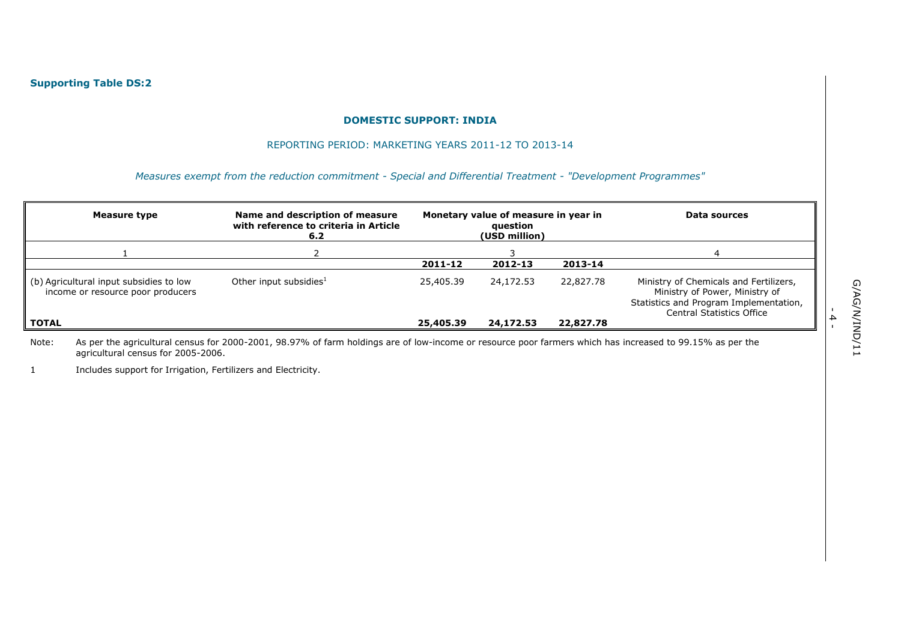**Supporting Table DS:2**

**DOMESTIC SUPPORT: INDIA**

REPORTING PERIOD: MARKETING YEARS 2011-12 TO 2013-14

*Measures exempt from the reduction commitment - Special and Differential Treatment - "Development Programmes"*

| **Measure type** | **Name and description of measure with reference to criteria in Article 6.2** | **Monetary value of measure in year in question (USD million)** | | | **Data sources** |
|---|---|---|---|---|---|
| 1 | 2 | 3 | | | 4 |
| | | **2011-12** | **2012-13** | **2013-14** | |
| (b) Agricultural input subsidies to low income or resource poor producers | Other input subsidies[1] | 25,405.39 | 24,172.53 | 22,827.78 | Ministry of Chemicals and Fertilizers, Ministry of Power, Ministry of Statistics and Program Implementation, Central Statistics Office |
| **TOTAL** | | **25,405.39** | **24,172.53** | **22,827.78** | |

Note: As per the agricultural census for 2000-2001, 98.97% of farm holdings are of low-income or resource poor farmers which has increased to 99.15% as per the agricultural census for 2005-2006.

1 Includes support for Irrigation, Fertilizers and Electricity.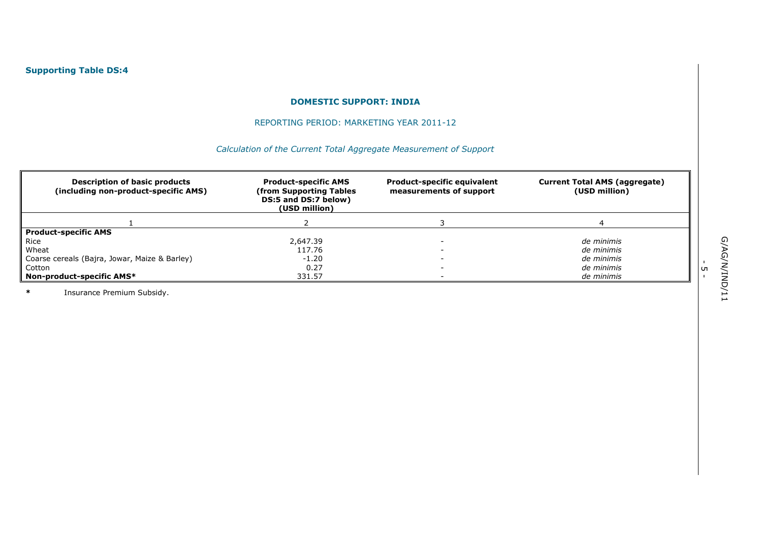**Supporting Table DS:4**

**DOMESTIC SUPPORT: INDIA**

REPORTING PERIOD: MARKETING YEAR 2011-12

*Calculation of the Current Total Aggregate Measurement of Support*

| Description of basic products (including non-product-specific AMS) | Product-specific AMS (from Supporting Tables DS:5 and DS:7 below) (USD million) | Product-specific equivalent measurements of support | Current Total AMS (aggregate) (USD million) |
|---|---|---|---|
| 1 | 2 | 3 | 4 |
| **Product-specific AMS** | | | |
| Rice | 2,647.39 | - | *de minimis* |
| Wheat | 117.76 | - | *de minimis* |
| Coarse cereals (Bajra, Jowar, Maize & Barley) | -1.20 | - | *de minimis* |
| Cotton | 0.27 | - | *de minimis* |
| **Non-product-specific AMS*** | 331.57 | - | *de minimis* |

**\*** Insurance Premium Subsidy.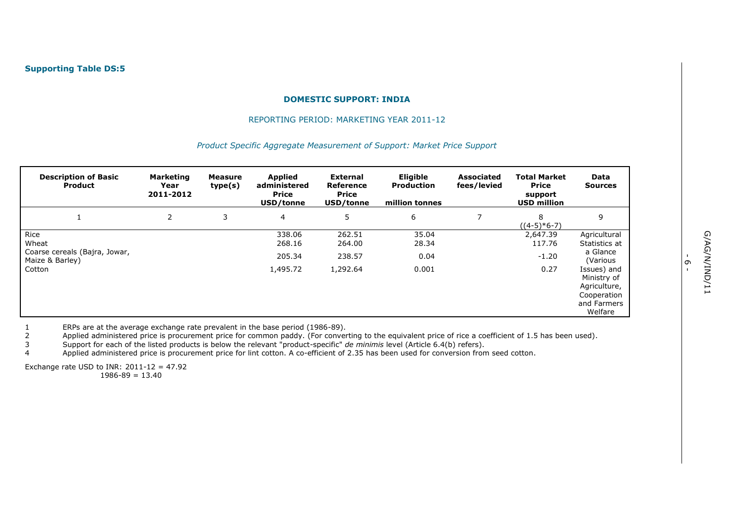**Supporting Table DS:5**

**DOMESTIC SUPPORT: INDIA**

REPORTING PERIOD: MARKETING YEAR 2011-12

*Product Specific Aggregate Measurement of Support: Market Price Support*

| Description of Basic Product | Marketing Year 2011-2012 | Measure type(s) | Applied administered Price USD/tonne | External Reference Price USD/tonne | Eligible Production million tonnes | Associated fees/levied | Total Market Price support USD million | Data Sources |
|---|---|---|---|---|---|---|---|---|
| 1 | 2 | 3 | 4 | 5 | 6 | 7 | 8 ((4-5)*6-7) | 9 |
| Rice | | | 338.06 | 262.51 | 35.04 | | 2,647.39 | Agricultural Statistics at a Glance (Various Issues) and Ministry of Agriculture, Cooperation and Farmers Welfare |
| Wheat | | | 268.16 | 264.00 | 28.34 | | 117.76 | |
| Coarse cereals (Bajra, Jowar, Maize & Barley) | | | 205.34 | 238.57 | 0.04 | | -1.20 | |
| Cotton | | | 1,495.72 | 1,292.64 | 0.001 | | 0.27 | |

1 ERPs are at the average exchange rate prevalent in the base period (1986-89).
2 Applied administered price is procurement price for common paddy. (For converting to the equivalent price of rice a coefficient of 1.5 has been used).
3 Support for each of the listed products is below the relevant "product-specific" *de minimis* level (Article 6.4(b) refers).
4 Applied administered price is procurement price for lint cotton. A co-efficient of 2.35 has been used for conversion from seed cotton.

Exchange rate USD to INR: 2011-12 = 47.92
1986-89 = 13.40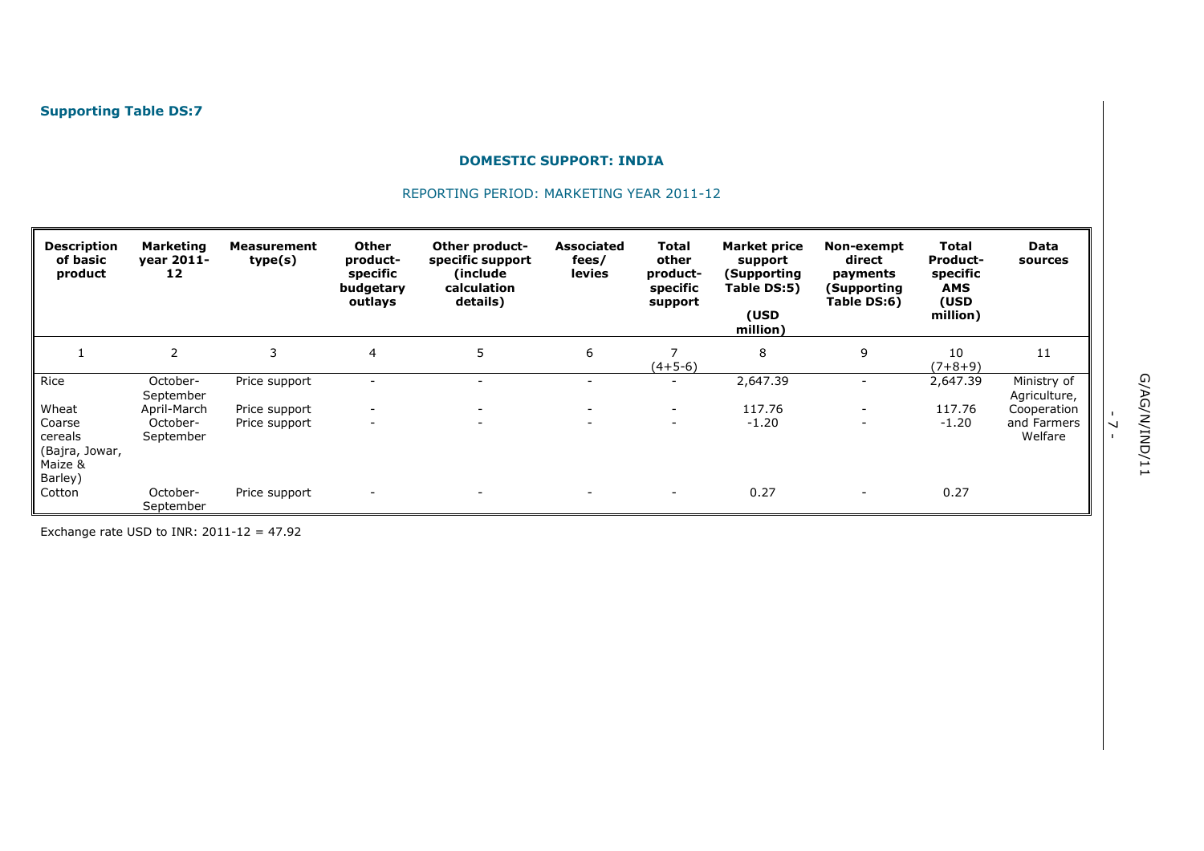**Supporting Table DS:7**

**DOMESTIC SUPPORT: INDIA**

REPORTING PERIOD: MARKETING YEAR 2011-12

| Description of basic product | Marketing year 2011-12 | Measurement type(s) | Other product-specific budgetary outlays | Other product-specific support (include calculation details) | Associated fees/ levies | Total other product-specific support | Market price support (Supporting Table DS:5) (USD million) | Non-exempt direct payments (Supporting Table DS:6) | Total Product-specific AMS (USD million) | Data sources |
|---|---|---|---|---|---|---|---|---|---|---|
| 1 | 2 | 3 | 4 | 5 | 6 | 7 (4+5-6) | 8 | 9 | 10 (7+8+9) | 11 |
| Rice | October-September | Price support | - | - | - | - | 2,647.39 | - | 2,647.39 | Ministry of Agriculture, Cooperation and Farmers Welfare |
| Wheat | April-March | Price support | - | - | - | - | 117.76 | - | 117.76 | |
| Coarse cereals (Bajra, Jowar, Maize & Barley) | October-September | Price support | - | - | - | - | -1.20 | - | -1.20 | |
| Cotton | October-September | Price support | - | - | - | - | 0.27 | - | 0.27 | |

Exchange rate USD to INR: 2011-12 = 47.92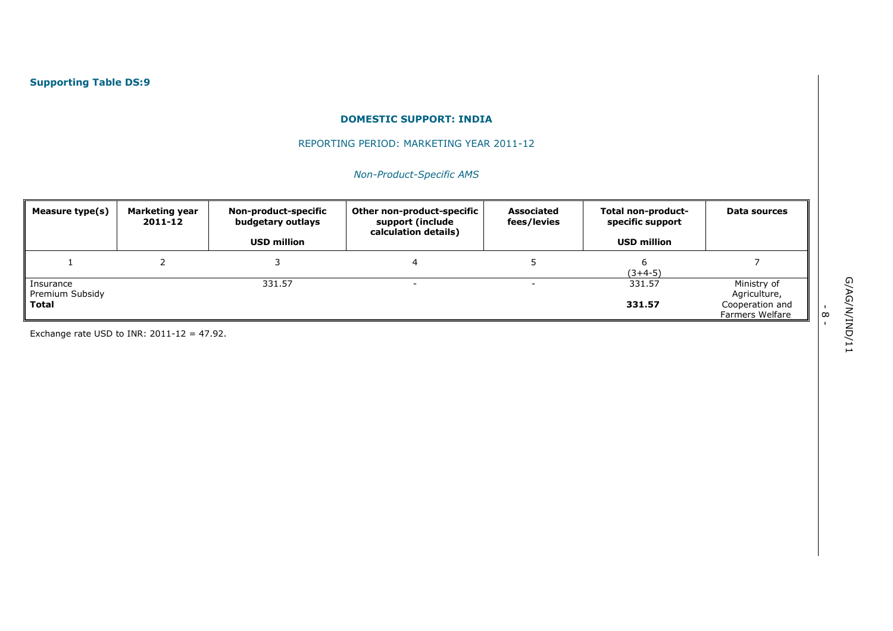**Supporting Table DS:9**

**DOMESTIC SUPPORT: INDIA**

REPORTING PERIOD: MARKETING YEAR 2011-12

*Non-Product-Specific AMS*

| Measure type(s) | Marketing year 2011-12 | Non-product-specific budgetary outlays USD million | Other non-product-specific support (include calculation details) | Associated fees/levies | Total non-product-specific support USD million | Data sources |
|---|---|---|---|---|---|---|
| 1 | 2 | 3 | 4 | 5 | 6 (3+4-5) | 7 |
| Insurance Premium Subsidy | | 331.57 | - | - | 331.57 | Ministry of Agriculture, Cooperation and Farmers Welfare |
| **Total** | | | | | **331.57** | |

Exchange rate USD to INR: 2011-12 = 47.92.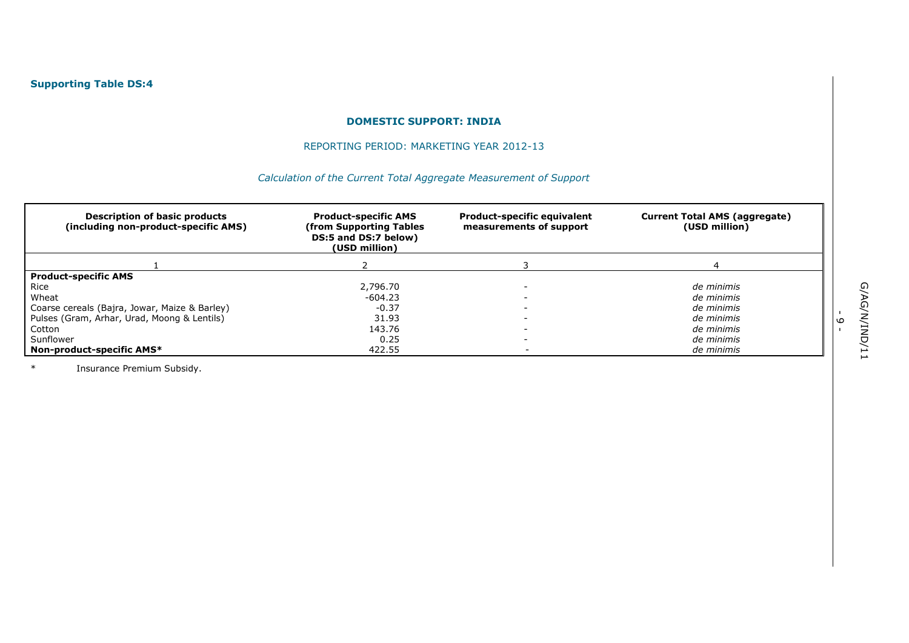**Supporting Table DS:4**

**DOMESTIC SUPPORT: INDIA**

REPORTING PERIOD: MARKETING YEAR 2012-13

*Calculation of the Current Total Aggregate Measurement of Support*

| Description of basic products (including non-product-specific AMS) | Product-specific AMS (from Supporting Tables DS:5 and DS:7 below) (USD million) | Product-specific equivalent measurements of support | Current Total AMS (aggregate) (USD million) |
|---|---|---|---|
| 1 | 2 | 3 | 4 |
| **Product-specific AMS** | | | |
| Rice | 2,796.70 | - | *de minimis* |
| Wheat | -604.23 | - | *de minimis* |
| Coarse cereals (Bajra, Jowar, Maize & Barley) | -0.37 | - | *de minimis* |
| Pulses (Gram, Arhar, Urad, Moong & Lentils) | 31.93 | - | *de minimis* |
| Cotton | 143.76 | - | *de minimis* |
| Sunflower | 0.25 | - | *de minimis* |
| **Non-product-specific AMS*** | 422.55 | - | *de minimis* |

\* Insurance Premium Subsidy.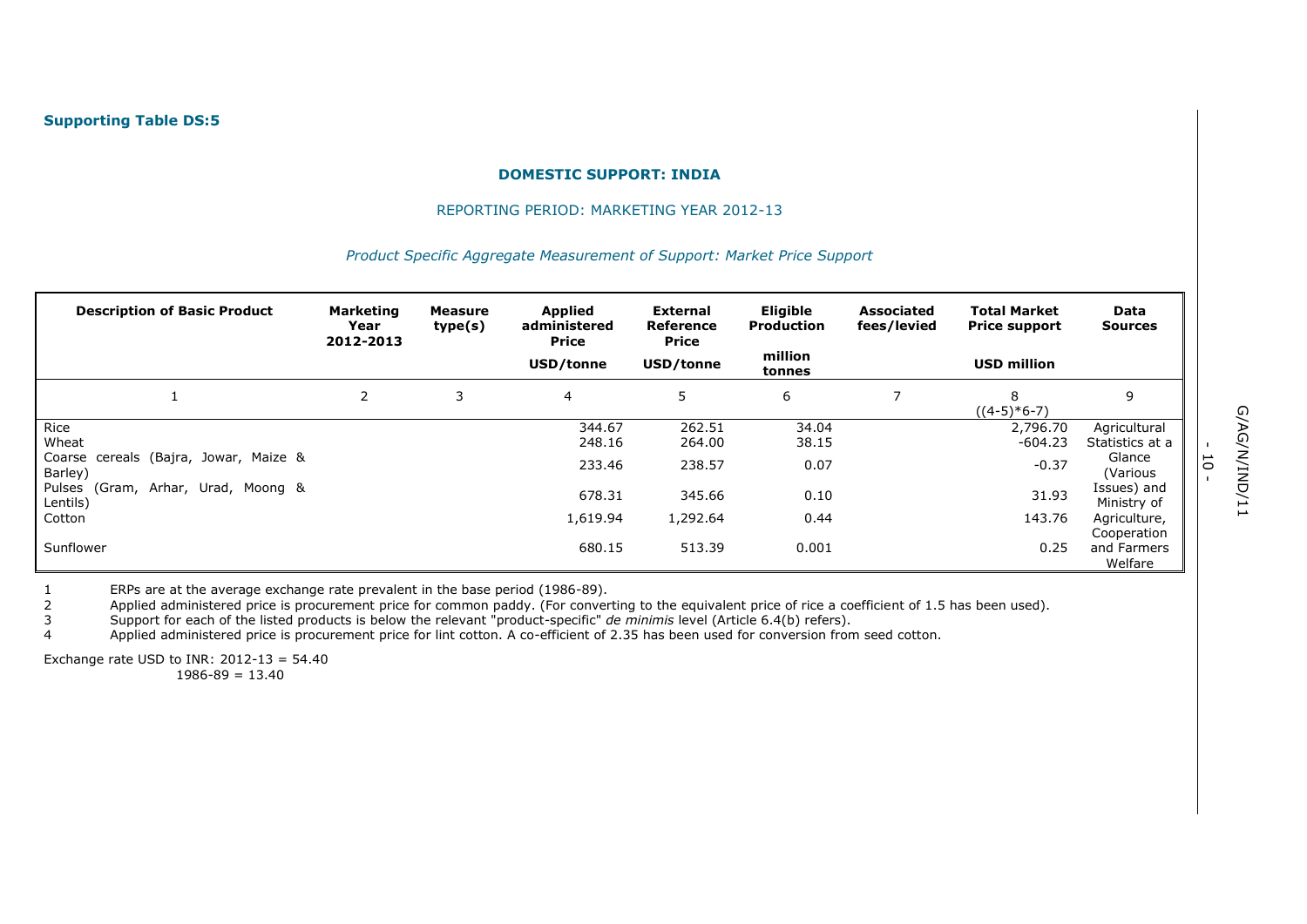**Supporting Table DS:5**

**DOMESTIC SUPPORT: INDIA**

REPORTING PERIOD: MARKETING YEAR 2012-13

*Product Specific Aggregate Measurement of Support: Market Price Support*

| Description of Basic Product | Marketing Year 2012-2013 | Measure type(s) | Applied administered Price | External Reference Price | Eligible Production | Associated fees/levied | Total Market Price support | Data Sources |
|---|---|---|---|---|---|---|---|---|
| | | | USD/tonne | USD/tonne | million tonnes | | USD million | |
| 1 | 2 | 3 | 4 | 5 | 6 | 7 | 8 ((4-5)*6-7) | 9 |
| Rice | | | 344.67 | 262.51 | 34.04 | | 2,796.70 | Agricultural Statistics at a Glance (Various Issues) and Ministry of Agriculture, Cooperation and Farmers Welfare |
| Wheat | | | 248.16 | 264.00 | 38.15 | | -604.23 | |
| Coarse cereals (Bajra, Jowar, Maize & Barley) | | | 233.46 | 238.57 | 0.07 | | -0.37 | |
| Pulses (Gram, Arhar, Urad, Moong & Lentils) | | | 678.31 | 345.66 | 0.10 | | 31.93 | |
| Cotton | | | 1,619.94 | 1,292.64 | 0.44 | | 143.76 | |
| Sunflower | | | 680.15 | 513.39 | 0.001 | | 0.25 | |

1 ERPs are at the average exchange rate prevalent in the base period (1986-89).
2 Applied administered price is procurement price for common paddy. (For converting to the equivalent price of rice a coefficient of 1.5 has been used).
3 Support for each of the listed products is below the relevant "product-specific" *de minimis* level (Article 6.4(b) refers).
4 Applied administered price is procurement price for lint cotton. A co-efficient of 2.35 has been used for conversion from seed cotton.

Exchange rate USD to INR: 2012-13 = 54.40
1986-89 = 13.40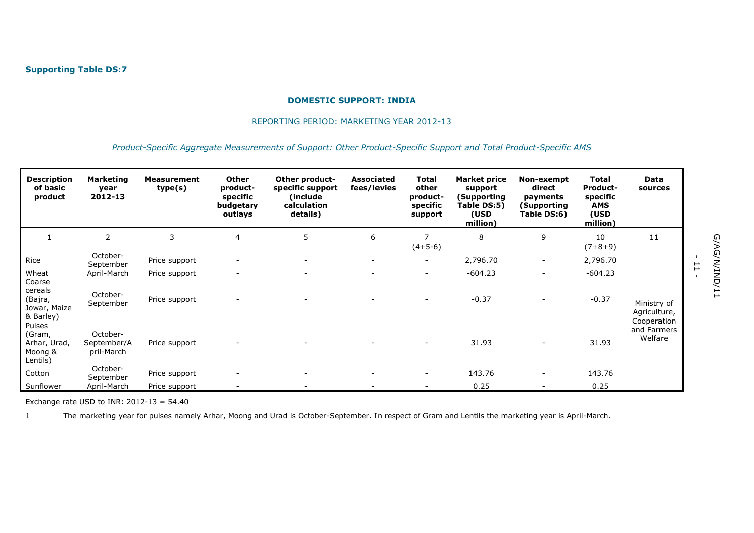**Supporting Table DS:7**

**DOMESTIC SUPPORT: INDIA**

REPORTING PERIOD: MARKETING YEAR 2012-13

*Product-Specific Aggregate Measurements of Support: Other Product-Specific Support and Total Product-Specific AMS*

| Description of basic product | Marketing year 2012-13 | Measurement type(s) | Other product-specific budgetary outlays | Other product-specific support (include calculation details) | Associated fees/levies | Total other product-specific support | Market price support (Supporting Table DS:5) (USD million) | Non-exempt direct payments (Supporting Table DS:6) | Total Product-specific AMS (USD million) | Data sources |
|---|---|---|---|---|---|---|---|---|---|---|
| 1 | 2 | 3 | 4 | 5 | 6 | 7 (4+5-6) | 8 | 9 | 10 (7+8+9) | 11 |
| Rice | October-September | Price support | - | - | - | - | 2,796.70 | - | 2,796.70 | Ministry of Agriculture, Cooperation and Farmers Welfare |
| Wheat | April-March | Price support | - | - | - | - | -604.23 | - | -604.23 | |
| Coarse cereals (Bajra, Jowar, Maize & Barley) | October-September | Price support | - | - | - | - | -0.37 | - | -0.37 | |
| Pulses (Gram, Arhar, Urad, Moong & Lentils) | October-September/April-March | Price support | - | - | - | - | 31.93 | - | 31.93 | |
| Cotton | October-September | Price support | - | - | - | - | 143.76 | - | 143.76 | |
| Sunflower | April-March | Price support | - | - | - | - | 0.25 | - | 0.25 | |

Exchange rate USD to INR: 2012-13 = 54.40

1 The marketing year for pulses namely Arhar, Moong and Urad is October-September. In respect of Gram and Lentils the marketing year is April-March.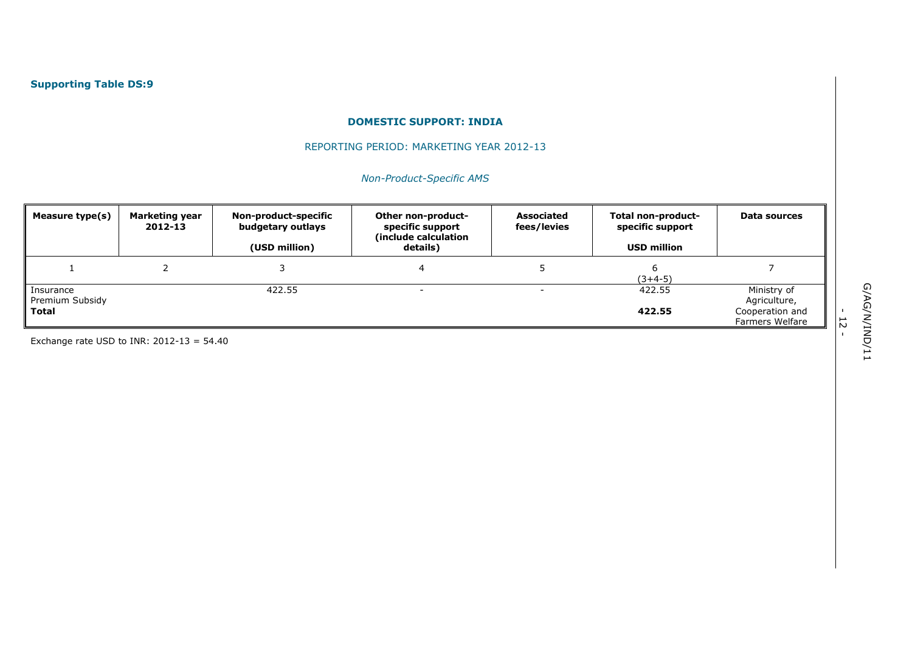**Supporting Table DS:9**

**DOMESTIC SUPPORT: INDIA**

REPORTING PERIOD: MARKETING YEAR 2012-13

*Non-Product-Specific AMS*

| Measure type(s) | Marketing year 2012-13 | Non-product-specific budgetary outlays (USD million) | Other non-product-specific support (include calculation details) | Associated fees/levies | Total non-product-specific support USD million | Data sources |
|---|---|---|---|---|---|---|
| 1 | 2 | 3 | 4 | 5 | 6 (3+4-5) | 7 |
| Insurance Premium Subsidy | | 422.55 | - | - | 422.55 | Ministry of Agriculture, Cooperation and Farmers Welfare |
| **Total** | | | | | **422.55** | |

Exchange rate USD to INR: 2012-13 = 54.40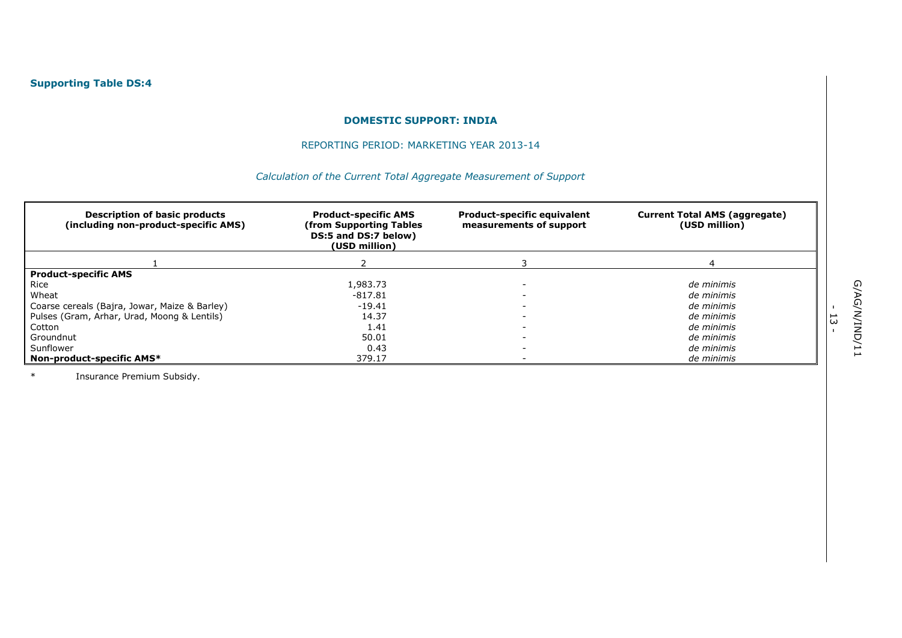**Supporting Table DS:4**

**DOMESTIC SUPPORT: INDIA**

REPORTING PERIOD: MARKETING YEAR 2013-14

*Calculation of the Current Total Aggregate Measurement of Support*

| Description of basic products (including non-product-specific AMS) | Product-specific AMS (from Supporting Tables DS:5 and DS:7 below) (USD million) | Product-specific equivalent measurements of support | Current Total AMS (aggregate) (USD million) |
|---|---|---|---|
| 1 | 2 | 3 | 4 |
| **Product-specific AMS** | | | |
| Rice | 1,983.73 | - | *de minimis* |
| Wheat | -817.81 | - | *de minimis* |
| Coarse cereals (Bajra, Jowar, Maize & Barley) | -19.41 | - | *de minimis* |
| Pulses (Gram, Arhar, Urad, Moong & Lentils) | 14.37 | - | *de minimis* |
| Cotton | 1.41 | - | *de minimis* |
| Groundnut | 50.01 | - | *de minimis* |
| Sunflower | 0.43 | - | *de minimis* |
| **Non-product-specific AMS*** | 379.17 | - | *de minimis* |

\* Insurance Premium Subsidy.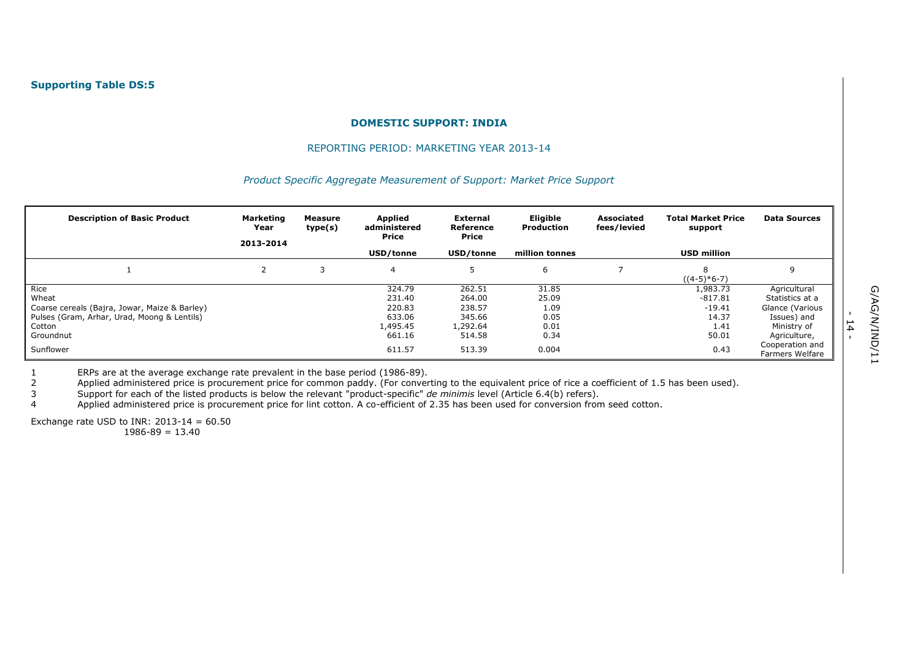**Supporting Table DS:5**

**DOMESTIC SUPPORT: INDIA**

REPORTING PERIOD: MARKETING YEAR 2013-14

*Product Specific Aggregate Measurement of Support: Market Price Support*

| Description of Basic Product | Marketing Year 2013-2014 | Measure type(s) | Applied administered Price | External Reference Price | Eligible Production | Associated fees/levied | Total Market Price support | Data Sources |
|---|---|---|---|---|---|---|---|---|
| | | | USD/tonne | USD/tonne | million tonnes | | USD million | |
| 1 | 2 | 3 | 4 | 5 | 6 | 7 | 8 ((4-5)*6-7) | 9 |
| Rice | | | 324.79 | 262.51 | 31.85 | | 1,983.73 | Agricultural Statistics at a Glance (Various Issues) and Ministry of Agriculture, Cooperation and Farmers Welfare |
| Wheat | | | 231.40 | 264.00 | 25.09 | | -817.81 | |
| Coarse cereals (Bajra, Jowar, Maize & Barley) | | | 220.83 | 238.57 | 1.09 | | -19.41 | |
| Pulses (Gram, Arhar, Urad, Moong & Lentils) | | | 633.06 | 345.66 | 0.05 | | 14.37 | |
| Cotton | | | 1,495.45 | 1,292.64 | 0.01 | | 1.41 | |
| Groundnut | | | 661.16 | 514.58 | 0.34 | | 50.01 | |
| Sunflower | | | 611.57 | 513.39 | 0.004 | | 0.43 | |

1 ERPs are at the average exchange rate prevalent in the base period (1986-89).

2 Applied administered price is procurement price for common paddy. (For converting to the equivalent price of rice a coefficient of 1.5 has been used).

3 Support for each of the listed products is below the relevant "product-specific" *de minimis* level (Article 6.4(b) refers).

4 Applied administered price is procurement price for lint cotton. A co-efficient of 2.35 has been used for conversion from seed cotton.

Exchange rate USD to INR: 2013-14 = 60.50
1986-89 = 13.40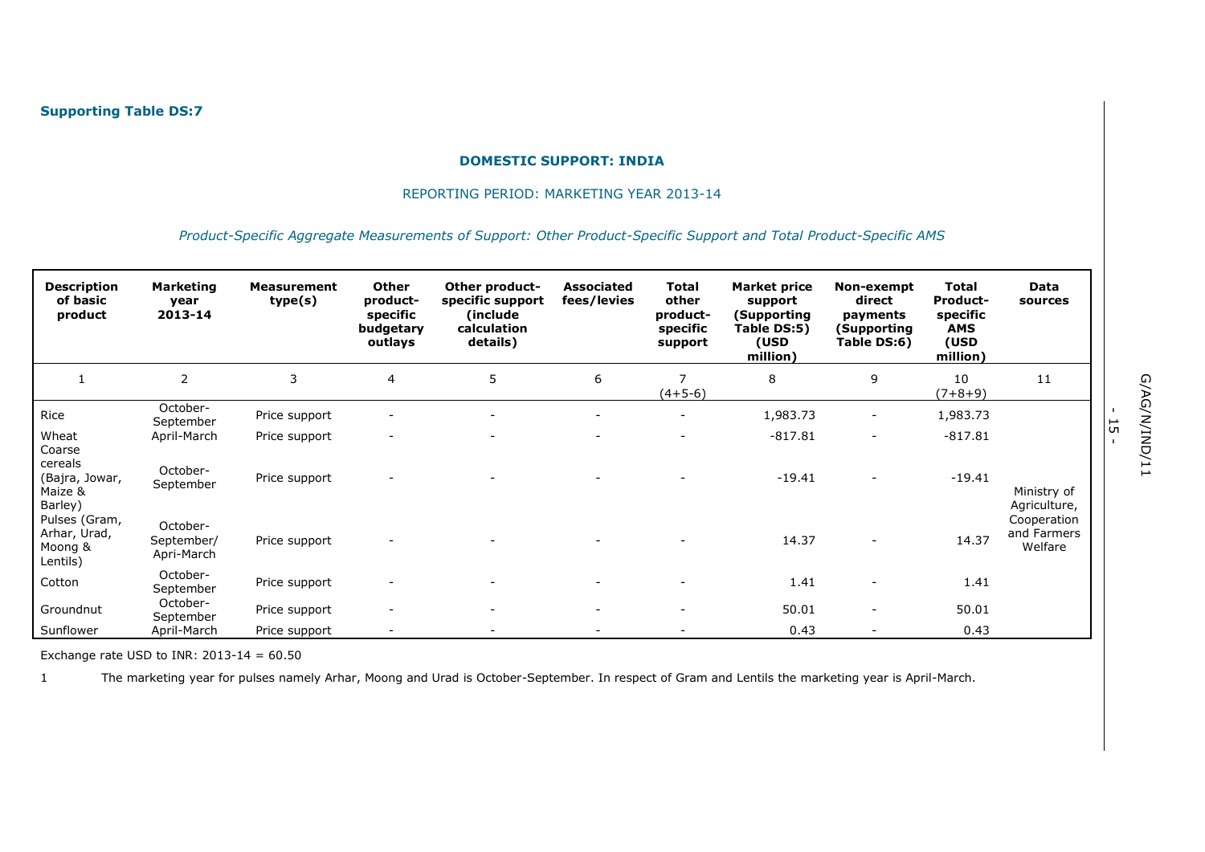**Supporting Table DS:7**

**DOMESTIC SUPPORT: INDIA**

REPORTING PERIOD: MARKETING YEAR 2013-14

*Product-Specific Aggregate Measurements of Support: Other Product-Specific Support and Total Product-Specific AMS*

| Description of basic product | Marketing year 2013-14 | Measurement type(s) | Other product-specific budgetary outlays | Other product-specific support (include calculation details) | Associated fees/levies | Total other product-specific support | Market price support (Supporting Table DS:5) (USD million) | Non-exempt direct payments (Supporting Table DS:6) | Total Product-specific AMS (USD million) | Data sources |
|---|---|---|---|---|---|---|---|---|---|---|
| 1 | 2 | 3 | 4 | 5 | 6 | 7 (4+5-6) | 8 | 9 | 10 (7+8+9) | 11 |
| Rice | October-September | Price support | - | - | - | - | 1,983.73 | - | 1,983.73 | Ministry of Agriculture, Cooperation and Farmers Welfare |
| Wheat | April-March | Price support | - | - | - | - | -817.81 | - | -817.81 | |
| Coarse cereals (Bajra, Jowar, Maize & Barley) | October-September | Price support | - | - | - | - | -19.41 | - | -19.41 | |
| Pulses (Gram, Arhar, Urad, Moong & Lentils) | October-September/ Apri-March | Price support | - | - | - | - | 14.37 | - | 14.37 | |
| Cotton | October-September | Price support | - | - | - | - | 1.41 | - | 1.41 | |
| Groundnut | October-September | Price support | - | - | - | - | 50.01 | - | 50.01 | |
| Sunflower | April-March | Price support | - | - | - | - | 0.43 | - | 0.43 | |

Exchange rate USD to INR: 2013-14 = 60.50

1 The marketing year for pulses namely Arhar, Moong and Urad is October-September. In respect of Gram and Lentils the marketing year is April-March.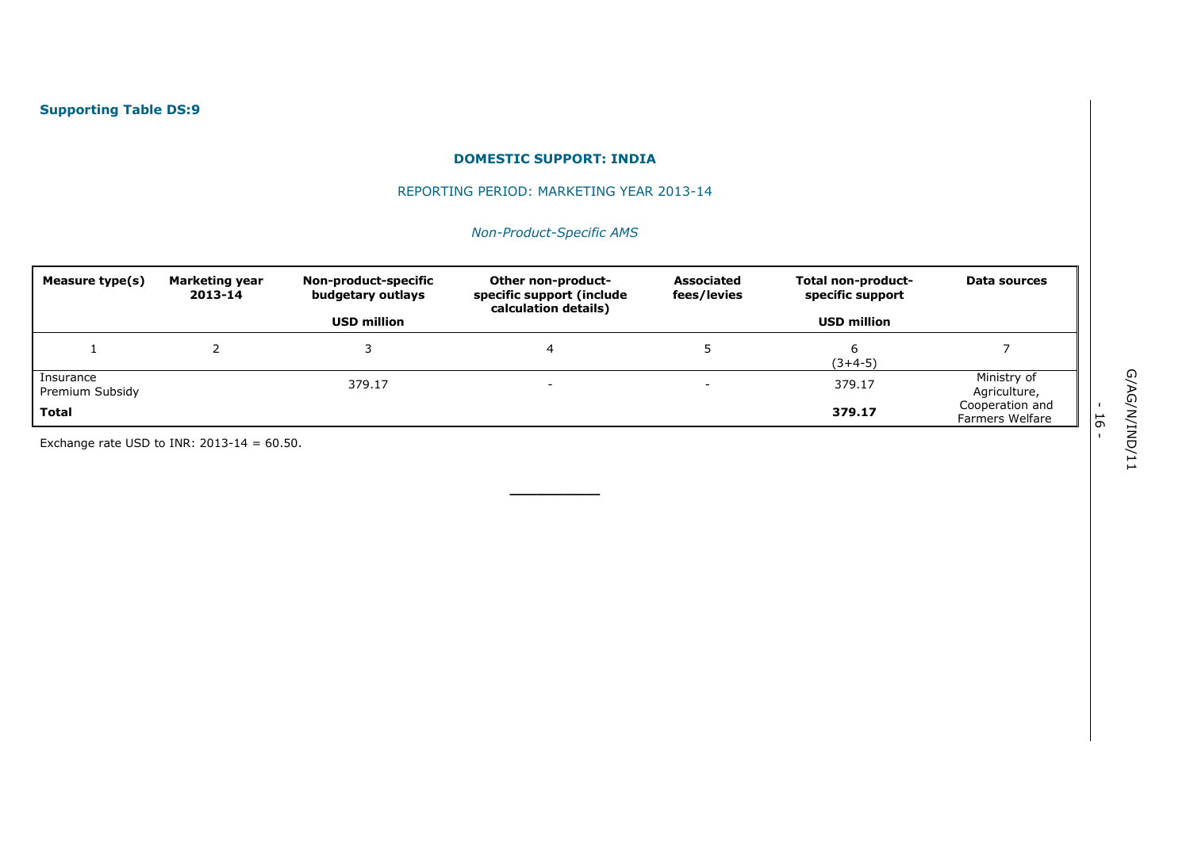**Supporting Table DS:9**

**DOMESTIC SUPPORT: INDIA**

REPORTING PERIOD: MARKETING YEAR 2013-14

*Non-Product-Specific AMS*

| Measure type(s) | Marketing year 2013-14 | Non-product-specific budgetary outlays | Other non-product-specific support (include calculation details) | Associated fees/levies | Total non-product-specific support | Data sources |
|---|---|---|---|---|---|---|
| | | USD million | | | USD million | |
| 1 | 2 | 3 | 4 | 5 | 6 (3+4-5) | 7 |
| Insurance Premium Subsidy | | 379.17 | - | - | 379.17 | Ministry of Agriculture, Cooperation and Farmers Welfare |
| **Total** | | | | | **379.17** | |

Exchange rate USD to INR: 2013-14 = 60.50.

__________